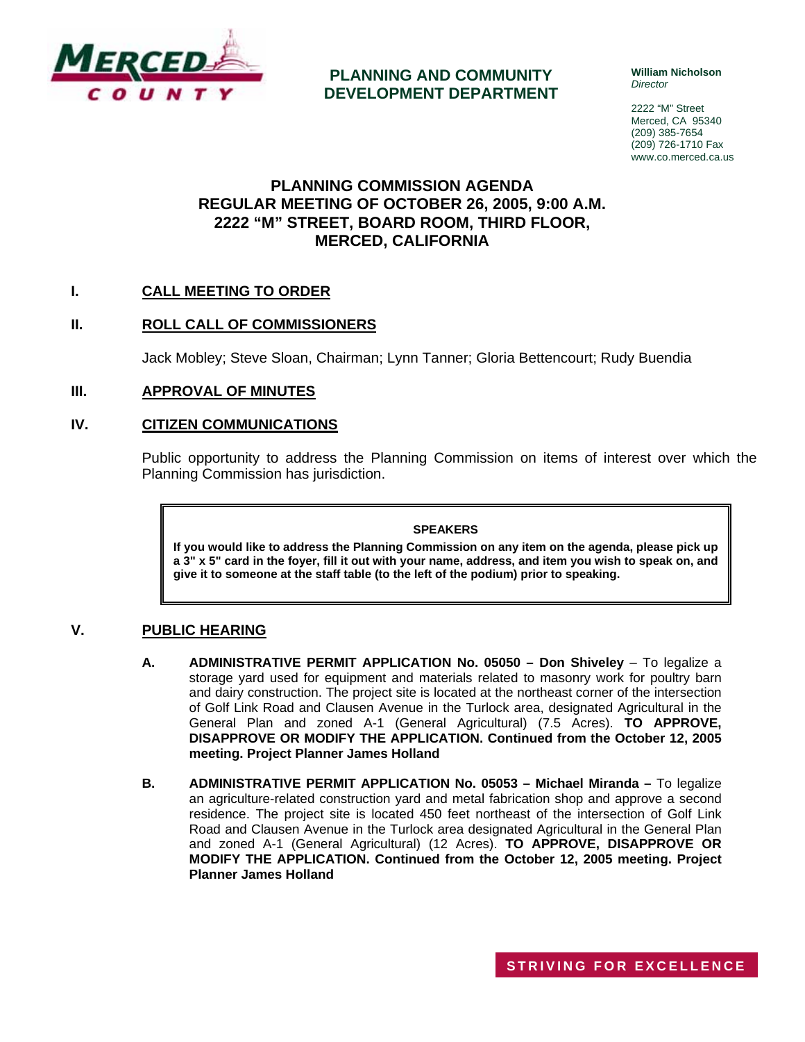MERCED COUNTY

**PLANNING AND COMMUNITY DEVELOPMENT DEPARTMENT**

**William Nicholson**
*Director*

2222 "M" Street
Merced, CA 95340
(209) 385-7654
(209) 726-1710 Fax
www.co.merced.ca.us

# PLANNING COMMISSION AGENDA
# REGULAR MEETING OF OCTOBER 26, 2005, 9:00 A.M.
# 2222 "M" STREET, BOARD ROOM, THIRD FLOOR, MERCED, CALIFORNIA

## I. CALL MEETING TO ORDER

## II. ROLL CALL OF COMMISSIONERS

Jack Mobley; Steve Sloan, Chairman; Lynn Tanner; Gloria Bettencourt; Rudy Buendia

## III. APPROVAL OF MINUTES

## IV. CITIZEN COMMUNICATIONS

Public opportunity to address the Planning Commission on items of interest over which the Planning Commission has jurisdiction.

> **SPEAKERS**
>
> **If you would like to address the Planning Commission on any item on the agenda, please pick up a 3" x 5" card in the foyer, fill it out with your name, address, and item you wish to speak on, and give it to someone at the staff table (to the left of the podium) prior to speaking.**

## V. PUBLIC HEARING

**A. ADMINISTRATIVE PERMIT APPLICATION No. 05050 – Don Shiveley** – To legalize a storage yard used for equipment and materials related to masonry work for poultry barn and dairy construction. The project site is located at the northeast corner of the intersection of Golf Link Road and Clausen Avenue in the Turlock area, designated Agricultural in the General Plan and zoned A-1 (General Agricultural) (7.5 Acres). **TO APPROVE, DISAPPROVE OR MODIFY THE APPLICATION. Continued from the October 12, 2005 meeting. Project Planner James Holland**

**B. ADMINISTRATIVE PERMIT APPLICATION No. 05053 – Michael Miranda –** To legalize an agriculture-related construction yard and metal fabrication shop and approve a second residence. The project site is located 450 feet northeast of the intersection of Golf Link Road and Clausen Avenue in the Turlock area designated Agricultural in the General Plan and zoned A-1 (General Agricultural) (12 Acres). **TO APPROVE, DISAPPROVE OR MODIFY THE APPLICATION. Continued from the October 12, 2005 meeting. Project Planner James Holland**

STRIVING FOR EXCELLENCE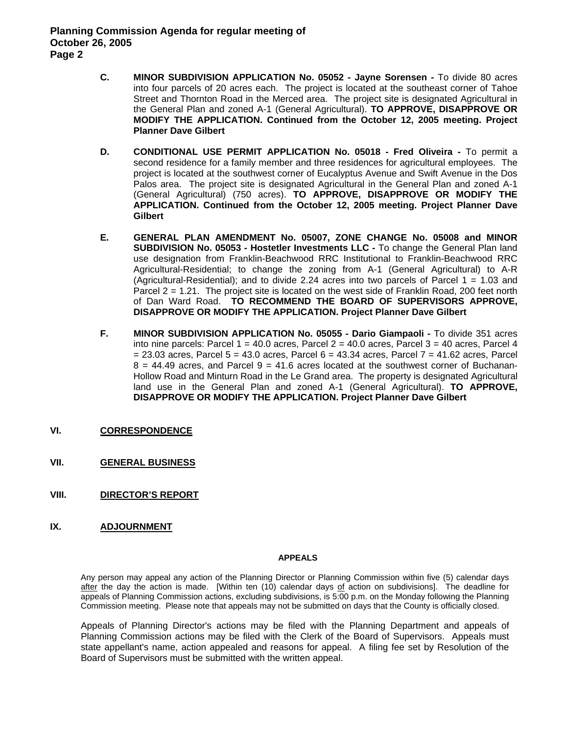C. **MINOR SUBDIVISION APPLICATION No. 05052 - Jayne Sorensen -** To divide 80 acres into four parcels of 20 acres each. The project is located at the southeast corner of Tahoe Street and Thornton Road in the Merced area. The project site is designated Agricultural in the General Plan and zoned A-1 (General Agricultural). **TO APPROVE, DISAPPROVE OR MODIFY THE APPLICATION. Continued from the October 12, 2005 meeting. Project Planner Dave Gilbert**

D. **CONDITIONAL USE PERMIT APPLICATION No. 05018 - Fred Oliveira -** To permit a second residence for a family member and three residences for agricultural employees. The project is located at the southwest corner of Eucalyptus Avenue and Swift Avenue in the Dos Palos area. The project site is designated Agricultural in the General Plan and zoned A-1 (General Agricultural) (750 acres). **TO APPROVE, DISAPPROVE OR MODIFY THE APPLICATION. Continued from the October 12, 2005 meeting. Project Planner Dave Gilbert**

E. **GENERAL PLAN AMENDMENT No. 05007, ZONE CHANGE No. 05008 and MINOR SUBDIVISION No. 05053 - Hostetler Investments LLC -** To change the General Plan land use designation from Franklin-Beachwood RRC Institutional to Franklin-Beachwood RRC Agricultural-Residential; to change the zoning from A-1 (General Agricultural) to A-R (Agricultural-Residential); and to divide 2.24 acres into two parcels of Parcel 1 = 1.03 and Parcel 2 = 1.21. The project site is located on the west side of Franklin Road, 200 feet north of Dan Ward Road. **TO RECOMMEND THE BOARD OF SUPERVISORS APPROVE, DISAPPROVE OR MODIFY THE APPLICATION. Project Planner Dave Gilbert**

F. **MINOR SUBDIVISION APPLICATION No. 05055 - Dario Giampaoli -** To divide 351 acres into nine parcels: Parcel 1 = 40.0 acres, Parcel 2 = 40.0 acres, Parcel 3 = 40 acres, Parcel 4 = 23.03 acres, Parcel 5 = 43.0 acres, Parcel 6 = 43.34 acres, Parcel 7 = 41.62 acres, Parcel 8 = 44.49 acres, and Parcel 9 = 41.6 acres located at the southwest corner of Buchanan-Hollow Road and Minturn Road in the Le Grand area. The property is designated Agricultural land use in the General Plan and zoned A-1 (General Agricultural). **TO APPROVE, DISAPPROVE OR MODIFY THE APPLICATION. Project Planner Dave Gilbert**

## VI. CORRESPONDENCE

## VII. GENERAL BUSINESS

## VIII. DIRECTOR'S REPORT

## IX. ADJOURNMENT

### APPEALS

Any person may appeal any action of the Planning Director or Planning Commission within five (5) calendar days after the day the action is made. [Within ten (10) calendar days of action on subdivisions]. The deadline for appeals of Planning Commission actions, excluding subdivisions, is 5:00 p.m. on the Monday following the Planning Commission meeting. Please note that appeals may not be submitted on days that the County is officially closed.

Appeals of Planning Director's actions may be filed with the Planning Department and appeals of Planning Commission actions may be filed with the Clerk of the Board of Supervisors. Appeals must state appellant's name, action appealed and reasons for appeal. A filing fee set by Resolution of the Board of Supervisors must be submitted with the written appeal.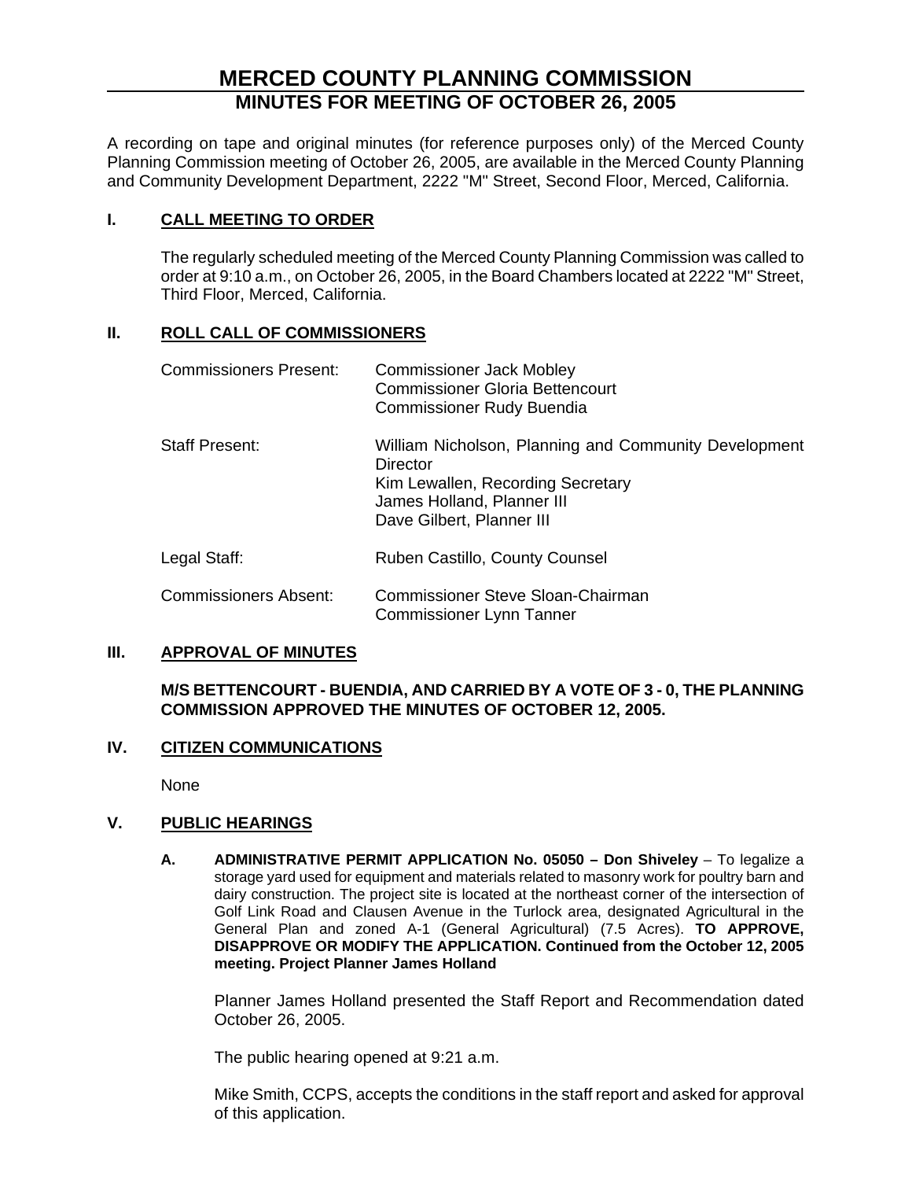# MERCED COUNTY PLANNING COMMISSION

## MINUTES FOR MEETING OF OCTOBER 26, 2005

A recording on tape and original minutes (for reference purposes only) of the Merced County Planning Commission meeting of October 26, 2005, are available in the Merced County Planning and Community Development Department, 2222 "M" Street, Second Floor, Merced, California.

### I. CALL MEETING TO ORDER

The regularly scheduled meeting of the Merced County Planning Commission was called to order at 9:10 a.m., on October 26, 2005, in the Board Chambers located at 2222 "M" Street, Third Floor, Merced, California.

### II. ROLL CALL OF COMMISSIONERS

Commissioners Present: Commissioner Jack Mobley
Commissioner Gloria Bettencourt
Commissioner Rudy Buendia

Staff Present: William Nicholson, Planning and Community Development Director
Kim Lewallen, Recording Secretary
James Holland, Planner III
Dave Gilbert, Planner III

Legal Staff: Ruben Castillo, County Counsel

Commissioners Absent: Commissioner Steve Sloan-Chairman
Commissioner Lynn Tanner

### III. APPROVAL OF MINUTES

**M/S BETTENCOURT - BUENDIA, AND CARRIED BY A VOTE OF 3 - 0, THE PLANNING COMMISSION APPROVED THE MINUTES OF OCTOBER 12, 2005.**

### IV. CITIZEN COMMUNICATIONS

None

### V. PUBLIC HEARINGS

**A. ADMINISTRATIVE PERMIT APPLICATION No. 05050 – Don Shiveley** – To legalize a storage yard used for equipment and materials related to masonry work for poultry barn and dairy construction. The project site is located at the northeast corner of the intersection of Golf Link Road and Clausen Avenue in the Turlock area, designated Agricultural in the General Plan and zoned A-1 (General Agricultural) (7.5 Acres). **TO APPROVE, DISAPPROVE OR MODIFY THE APPLICATION. Continued from the October 12, 2005 meeting. Project Planner James Holland**

Planner James Holland presented the Staff Report and Recommendation dated October 26, 2005.

The public hearing opened at 9:21 a.m.

Mike Smith, CCPS, accepts the conditions in the staff report and asked for approval of this application.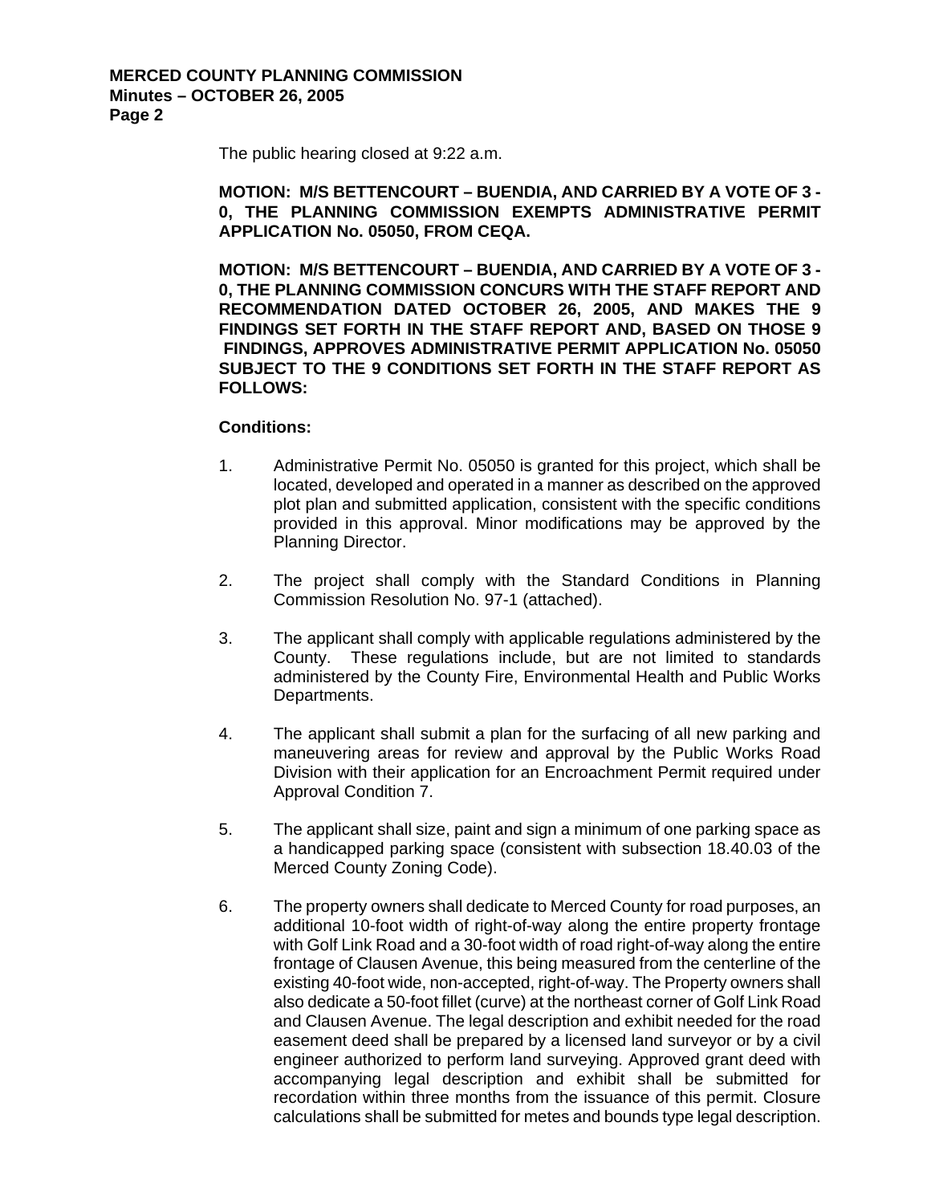The public hearing closed at 9:22 a.m.

**MOTION: M/S BETTENCOURT – BUENDIA, AND CARRIED BY A VOTE OF 3 - 0, THE PLANNING COMMISSION EXEMPTS ADMINISTRATIVE PERMIT APPLICATION No. 05050, FROM CEQA.**

**MOTION: M/S BETTENCOURT – BUENDIA, AND CARRIED BY A VOTE OF 3 - 0, THE PLANNING COMMISSION CONCURS WITH THE STAFF REPORT AND RECOMMENDATION DATED OCTOBER 26, 2005, AND MAKES THE 9 FINDINGS SET FORTH IN THE STAFF REPORT AND, BASED ON THOSE 9 FINDINGS, APPROVES ADMINISTRATIVE PERMIT APPLICATION No. 05050 SUBJECT TO THE 9 CONDITIONS SET FORTH IN THE STAFF REPORT AS FOLLOWS:**

**Conditions:**

1. Administrative Permit No. 05050 is granted for this project, which shall be located, developed and operated in a manner as described on the approved plot plan and submitted application, consistent with the specific conditions provided in this approval. Minor modifications may be approved by the Planning Director.

2. The project shall comply with the Standard Conditions in Planning Commission Resolution No. 97-1 (attached).

3. The applicant shall comply with applicable regulations administered by the County. These regulations include, but are not limited to standards administered by the County Fire, Environmental Health and Public Works Departments.

4. The applicant shall submit a plan for the surfacing of all new parking and maneuvering areas for review and approval by the Public Works Road Division with their application for an Encroachment Permit required under Approval Condition 7.

5. The applicant shall size, paint and sign a minimum of one parking space as a handicapped parking space (consistent with subsection 18.40.03 of the Merced County Zoning Code).

6. The property owners shall dedicate to Merced County for road purposes, an additional 10-foot width of right-of-way along the entire property frontage with Golf Link Road and a 30-foot width of road right-of-way along the entire frontage of Clausen Avenue, this being measured from the centerline of the existing 40-foot wide, non-accepted, right-of-way. The Property owners shall also dedicate a 50-foot fillet (curve) at the northeast corner of Golf Link Road and Clausen Avenue. The legal description and exhibit needed for the road easement deed shall be prepared by a licensed land surveyor or by a civil engineer authorized to perform land surveying. Approved grant deed with accompanying legal description and exhibit shall be submitted for recordation within three months from the issuance of this permit. Closure calculations shall be submitted for metes and bounds type legal description.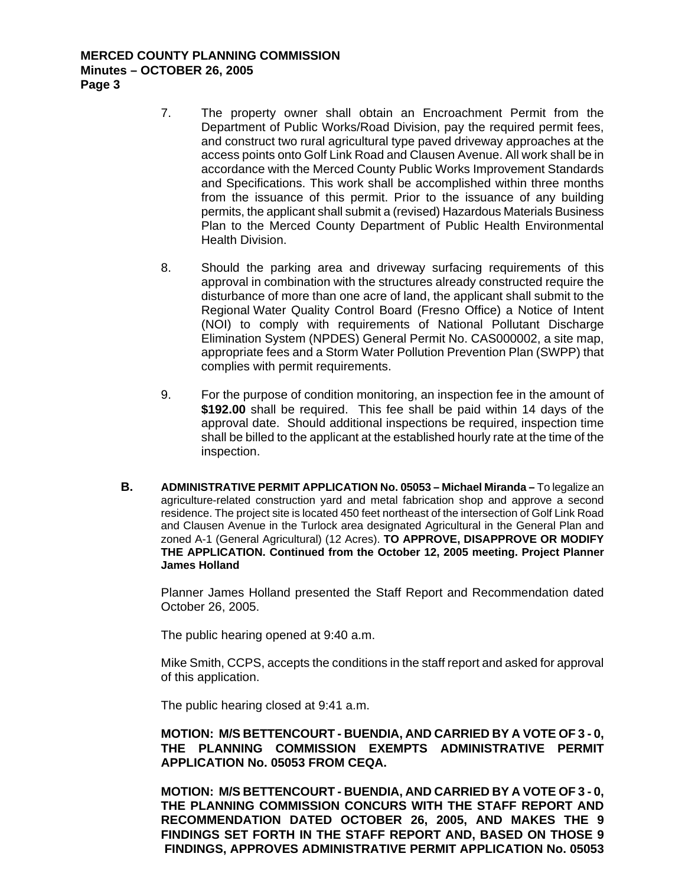7. The property owner shall obtain an Encroachment Permit from the Department of Public Works/Road Division, pay the required permit fees, and construct two rural agricultural type paved driveway approaches at the access points onto Golf Link Road and Clausen Avenue. All work shall be in accordance with the Merced County Public Works Improvement Standards and Specifications. This work shall be accomplished within three months from the issuance of this permit. Prior to the issuance of any building permits, the applicant shall submit a (revised) Hazardous Materials Business Plan to the Merced County Department of Public Health Environmental Health Division.

8. Should the parking area and driveway surfacing requirements of this approval in combination with the structures already constructed require the disturbance of more than one acre of land, the applicant shall submit to the Regional Water Quality Control Board (Fresno Office) a Notice of Intent (NOI) to comply with requirements of National Pollutant Discharge Elimination System (NPDES) General Permit No. CAS000002, a site map, appropriate fees and a Storm Water Pollution Prevention Plan (SWPP) that complies with permit requirements.

9. For the purpose of condition monitoring, an inspection fee in the amount of **$192.00** shall be required. This fee shall be paid within 14 days of the approval date. Should additional inspections be required, inspection time shall be billed to the applicant at the established hourly rate at the time of the inspection.

**B.** **ADMINISTRATIVE PERMIT APPLICATION No. 05053 – Michael Miranda –** To legalize an agriculture-related construction yard and metal fabrication shop and approve a second residence. The project site is located 450 feet northeast of the intersection of Golf Link Road and Clausen Avenue in the Turlock area designated Agricultural in the General Plan and zoned A-1 (General Agricultural) (12 Acres). **TO APPROVE, DISAPPROVE OR MODIFY THE APPLICATION. Continued from the October 12, 2005 meeting. Project Planner James Holland**

Planner James Holland presented the Staff Report and Recommendation dated October 26, 2005.

The public hearing opened at 9:40 a.m.

Mike Smith, CCPS, accepts the conditions in the staff report and asked for approval of this application.

The public hearing closed at 9:41 a.m.

**MOTION: M/S BETTENCOURT - BUENDIA, AND CARRIED BY A VOTE OF 3 - 0, THE PLANNING COMMISSION EXEMPTS ADMINISTRATIVE PERMIT APPLICATION No. 05053 FROM CEQA.**

**MOTION: M/S BETTENCOURT - BUENDIA, AND CARRIED BY A VOTE OF 3 - 0, THE PLANNING COMMISSION CONCURS WITH THE STAFF REPORT AND RECOMMENDATION DATED OCTOBER 26, 2005, AND MAKES THE 9 FINDINGS SET FORTH IN THE STAFF REPORT AND, BASED ON THOSE 9 FINDINGS, APPROVES ADMINISTRATIVE PERMIT APPLICATION No. 05053**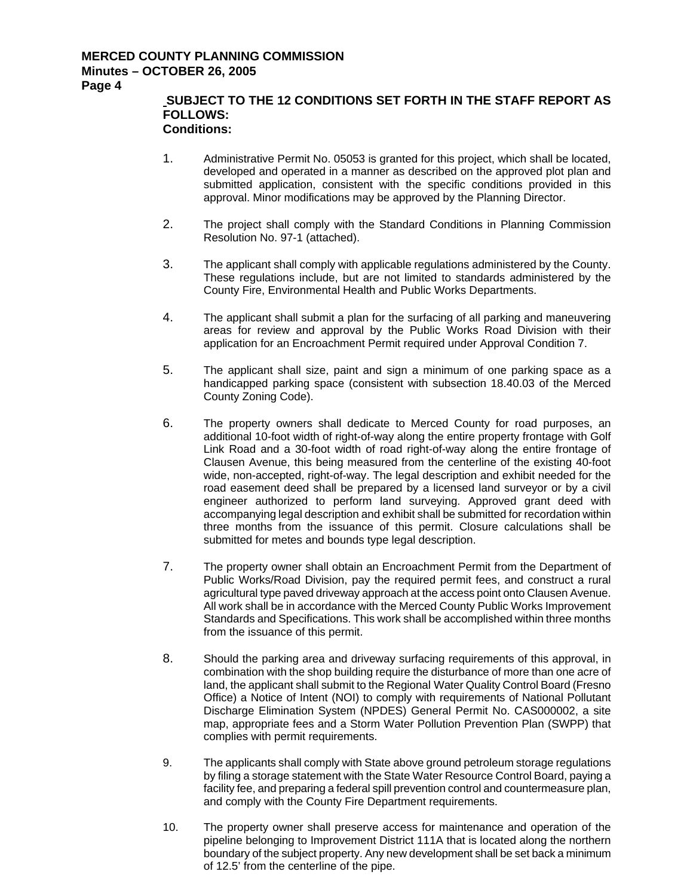**SUBJECT TO THE 12 CONDITIONS SET FORTH IN THE STAFF REPORT AS FOLLOWS:**
**Conditions:**

1. Administrative Permit No. 05053 is granted for this project, which shall be located, developed and operated in a manner as described on the approved plot plan and submitted application, consistent with the specific conditions provided in this approval. Minor modifications may be approved by the Planning Director.

2. The project shall comply with the Standard Conditions in Planning Commission Resolution No. 97-1 (attached).

3. The applicant shall comply with applicable regulations administered by the County. These regulations include, but are not limited to standards administered by the County Fire, Environmental Health and Public Works Departments.

4. The applicant shall submit a plan for the surfacing of all parking and maneuvering areas for review and approval by the Public Works Road Division with their application for an Encroachment Permit required under Approval Condition 7.

5. The applicant shall size, paint and sign a minimum of one parking space as a handicapped parking space (consistent with subsection 18.40.03 of the Merced County Zoning Code).

6. The property owners shall dedicate to Merced County for road purposes, an additional 10-foot width of right-of-way along the entire property frontage with Golf Link Road and a 30-foot width of road right-of-way along the entire frontage of Clausen Avenue, this being measured from the centerline of the existing 40-foot wide, non-accepted, right-of-way. The legal description and exhibit needed for the road easement deed shall be prepared by a licensed land surveyor or by a civil engineer authorized to perform land surveying. Approved grant deed with accompanying legal description and exhibit shall be submitted for recordation within three months from the issuance of this permit. Closure calculations shall be submitted for metes and bounds type legal description.

7. The property owner shall obtain an Encroachment Permit from the Department of Public Works/Road Division, pay the required permit fees, and construct a rural agricultural type paved driveway approach at the access point onto Clausen Avenue. All work shall be in accordance with the Merced County Public Works Improvement Standards and Specifications. This work shall be accomplished within three months from the issuance of this permit.

8. Should the parking area and driveway surfacing requirements of this approval, in combination with the shop building require the disturbance of more than one acre of land, the applicant shall submit to the Regional Water Quality Control Board (Fresno Office) a Notice of Intent (NOI) to comply with requirements of National Pollutant Discharge Elimination System (NPDES) General Permit No. CAS000002, a site map, appropriate fees and a Storm Water Pollution Prevention Plan (SWPP) that complies with permit requirements.

9. The applicants shall comply with State above ground petroleum storage regulations by filing a storage statement with the State Water Resource Control Board, paying a facility fee, and preparing a federal spill prevention control and countermeasure plan, and comply with the County Fire Department requirements.

10. The property owner shall preserve access for maintenance and operation of the pipeline belonging to Improvement District 111A that is located along the northern boundary of the subject property. Any new development shall be set back a minimum of 12.5' from the centerline of the pipe.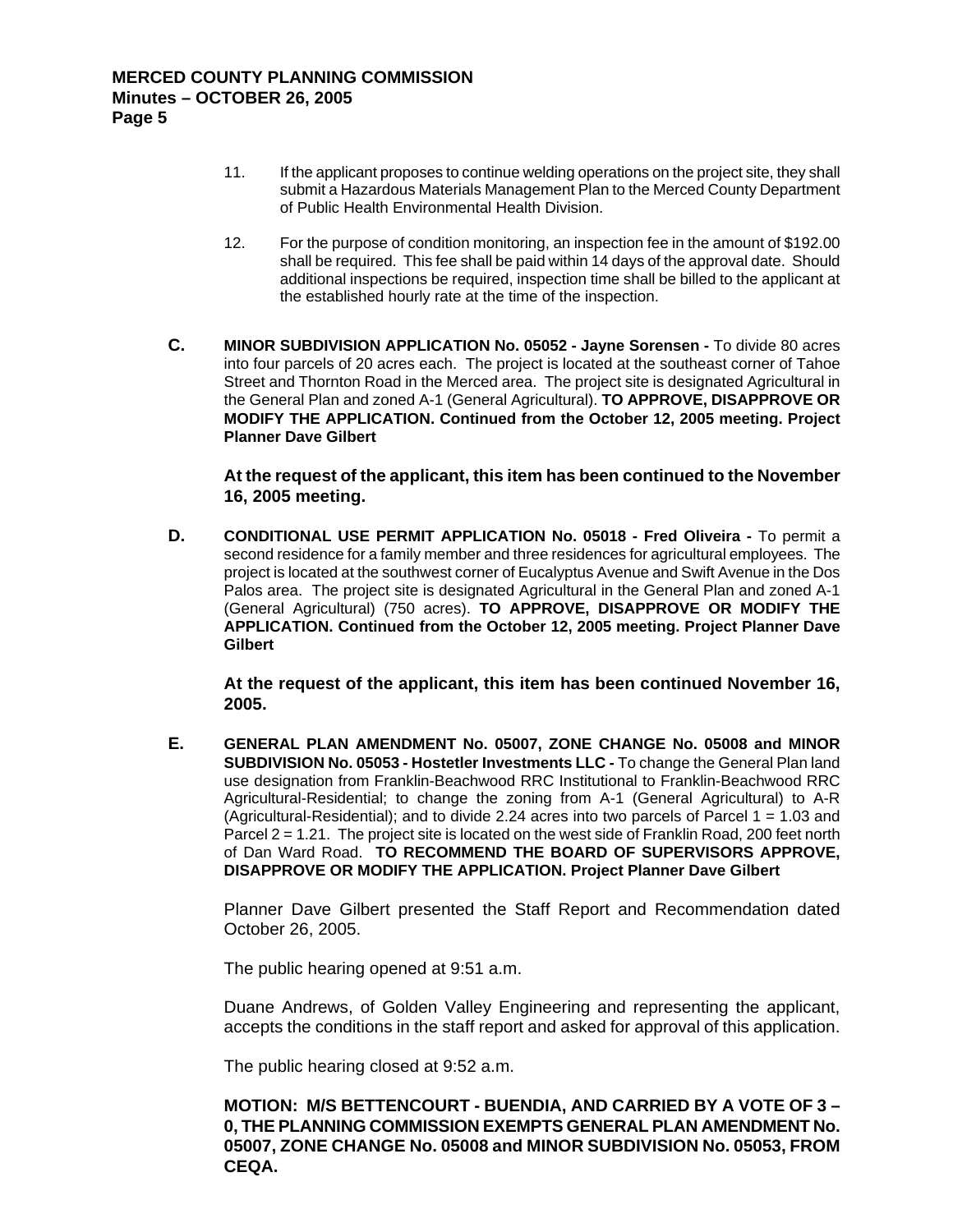11. If the applicant proposes to continue welding operations on the project site, they shall submit a Hazardous Materials Management Plan to the Merced County Department of Public Health Environmental Health Division.

12. For the purpose of condition monitoring, an inspection fee in the amount of $192.00 shall be required. This fee shall be paid within 14 days of the approval date. Should additional inspections be required, inspection time shall be billed to the applicant at the established hourly rate at the time of the inspection.

**C.** **MINOR SUBDIVISION APPLICATION No. 05052 - Jayne Sorensen -** To divide 80 acres into four parcels of 20 acres each. The project is located at the southeast corner of Tahoe Street and Thornton Road in the Merced area. The project site is designated Agricultural in the General Plan and zoned A-1 (General Agricultural). **TO APPROVE, DISAPPROVE OR MODIFY THE APPLICATION. Continued from the October 12, 2005 meeting. Project Planner Dave Gilbert**

**At the request of the applicant, this item has been continued to the November 16, 2005 meeting.**

**D.** **CONDITIONAL USE PERMIT APPLICATION No. 05018 - Fred Oliveira -** To permit a second residence for a family member and three residences for agricultural employees. The project is located at the southwest corner of Eucalyptus Avenue and Swift Avenue in the Dos Palos area. The project site is designated Agricultural in the General Plan and zoned A-1 (General Agricultural) (750 acres). **TO APPROVE, DISAPPROVE OR MODIFY THE APPLICATION. Continued from the October 12, 2005 meeting. Project Planner Dave Gilbert**

**At the request of the applicant, this item has been continued November 16, 2005.**

**E.** **GENERAL PLAN AMENDMENT No. 05007, ZONE CHANGE No. 05008 and MINOR SUBDIVISION No. 05053 - Hostetler Investments LLC -** To change the General Plan land use designation from Franklin-Beachwood RRC Institutional to Franklin-Beachwood RRC Agricultural-Residential; to change the zoning from A-1 (General Agricultural) to A-R (Agricultural-Residential); and to divide 2.24 acres into two parcels of Parcel 1 = 1.03 and Parcel 2 = 1.21. The project site is located on the west side of Franklin Road, 200 feet north of Dan Ward Road. **TO RECOMMEND THE BOARD OF SUPERVISORS APPROVE, DISAPPROVE OR MODIFY THE APPLICATION. Project Planner Dave Gilbert**

Planner Dave Gilbert presented the Staff Report and Recommendation dated October 26, 2005.

The public hearing opened at 9:51 a.m.

Duane Andrews, of Golden Valley Engineering and representing the applicant, accepts the conditions in the staff report and asked for approval of this application.

The public hearing closed at 9:52 a.m.

**MOTION: M/S BETTENCOURT - BUENDIA, AND CARRIED BY A VOTE OF 3 – 0, THE PLANNING COMMISSION EXEMPTS GENERAL PLAN AMENDMENT No. 05007, ZONE CHANGE No. 05008 and MINOR SUBDIVISION No. 05053, FROM CEQA.**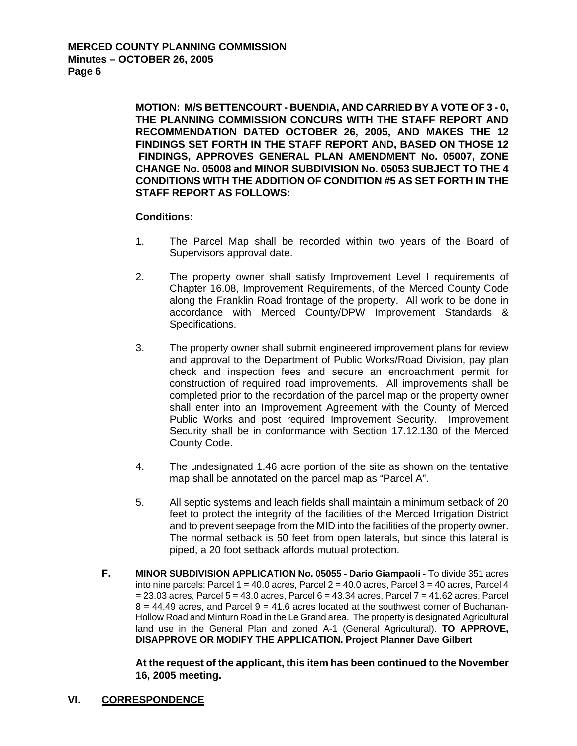**MOTION: M/S BETTENCOURT - BUENDIA, AND CARRIED BY A VOTE OF 3 - 0, THE PLANNING COMMISSION CONCURS WITH THE STAFF REPORT AND RECOMMENDATION DATED OCTOBER 26, 2005, AND MAKES THE 12 FINDINGS SET FORTH IN THE STAFF REPORT AND, BASED ON THOSE 12 FINDINGS, APPROVES GENERAL PLAN AMENDMENT No. 05007, ZONE CHANGE No. 05008 and MINOR SUBDIVISION No. 05053 SUBJECT TO THE 4 CONDITIONS WITH THE ADDITION OF CONDITION #5 AS SET FORTH IN THE STAFF REPORT AS FOLLOWS:**

**Conditions:**

1. The Parcel Map shall be recorded within two years of the Board of Supervisors approval date.

2. The property owner shall satisfy Improvement Level I requirements of Chapter 16.08, Improvement Requirements, of the Merced County Code along the Franklin Road frontage of the property. All work to be done in accordance with Merced County/DPW Improvement Standards & Specifications.

3. The property owner shall submit engineered improvement plans for review and approval to the Department of Public Works/Road Division, pay plan check and inspection fees and secure an encroachment permit for construction of required road improvements. All improvements shall be completed prior to the recordation of the parcel map or the property owner shall enter into an Improvement Agreement with the County of Merced Public Works and post required Improvement Security. Improvement Security shall be in conformance with Section 17.12.130 of the Merced County Code.

4. The undesignated 1.46 acre portion of the site as shown on the tentative map shall be annotated on the parcel map as "Parcel A".

5. All septic systems and leach fields shall maintain a minimum setback of 20 feet to protect the integrity of the facilities of the Merced Irrigation District and to prevent seepage from the MID into the facilities of the property owner. The normal setback is 50 feet from open laterals, but since this lateral is piped, a 20 foot setback affords mutual protection.

**F. MINOR SUBDIVISION APPLICATION No. 05055 - Dario Giampaoli -** To divide 351 acres into nine parcels: Parcel 1 = 40.0 acres, Parcel 2 = 40.0 acres, Parcel 3 = 40 acres, Parcel 4 = 23.03 acres, Parcel 5 = 43.0 acres, Parcel 6 = 43.34 acres, Parcel 7 = 41.62 acres, Parcel 8 = 44.49 acres, and Parcel 9 = 41.6 acres located at the southwest corner of Buchanan-Hollow Road and Minturn Road in the Le Grand area. The property is designated Agricultural land use in the General Plan and zoned A-1 (General Agricultural). **TO APPROVE, DISAPPROVE OR MODIFY THE APPLICATION. Project Planner Dave Gilbert**

**At the request of the applicant, this item has been continued to the November 16, 2005 meeting.**

## VI. CORRESPONDENCE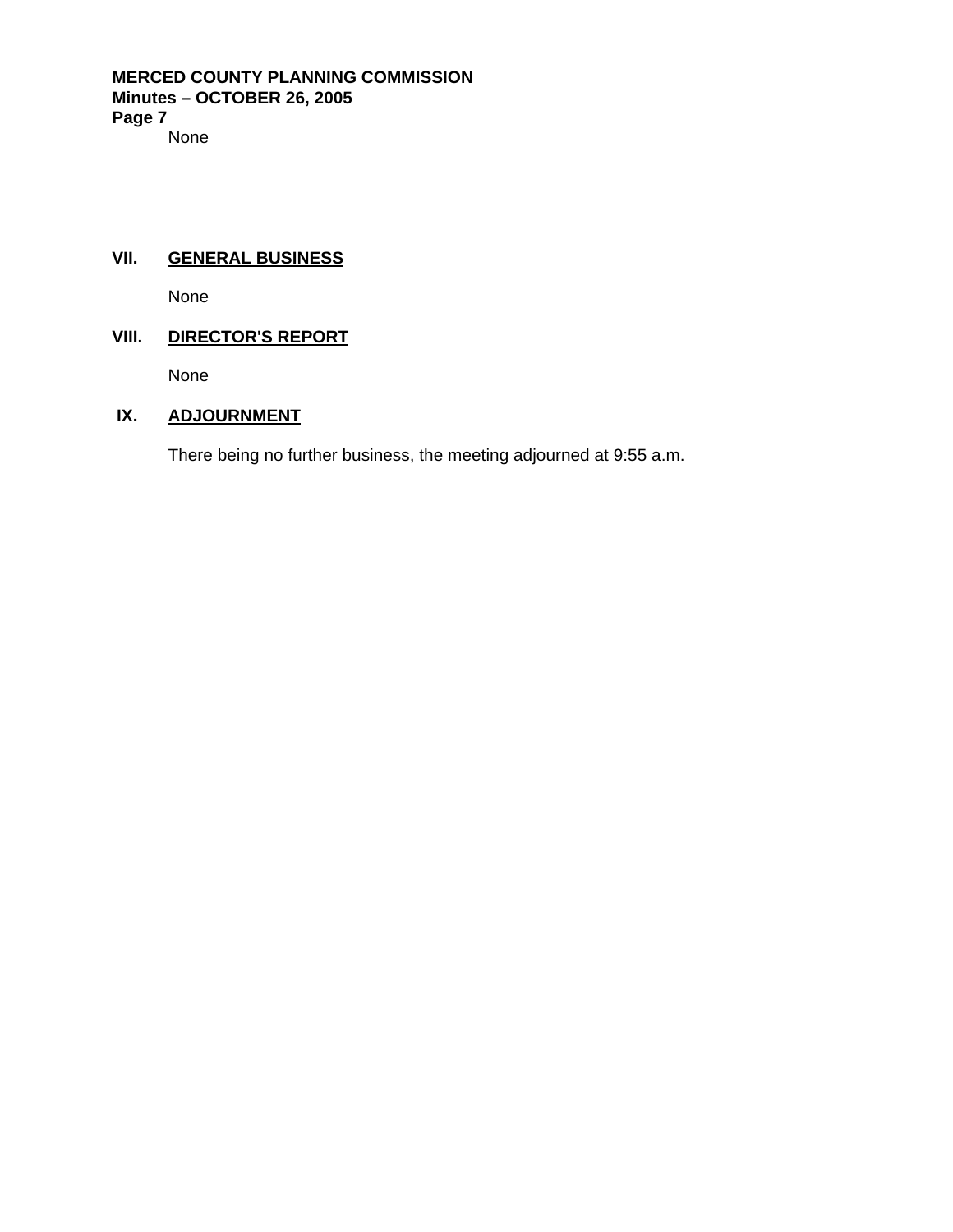None

## VII. GENERAL BUSINESS

None

## VIII. DIRECTOR'S REPORT

None

## IX. ADJOURNMENT

There being no further business, the meeting adjourned at 9:55 a.m.